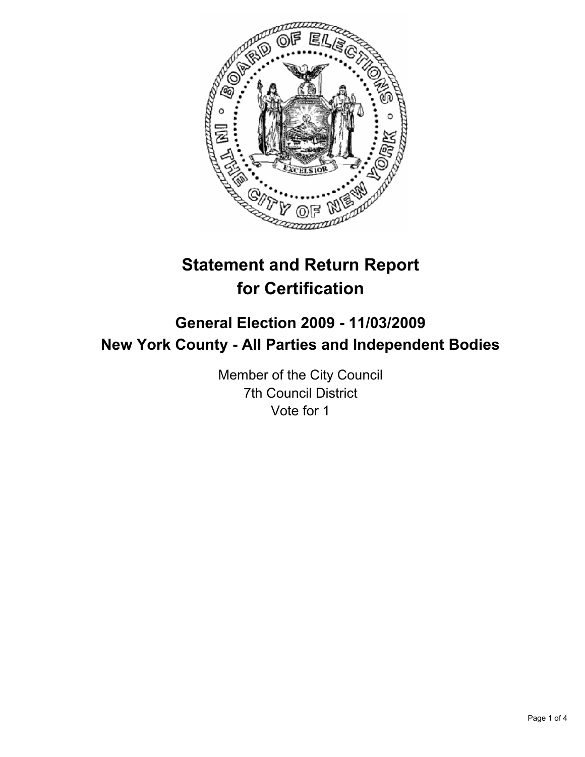# Statement and Return Report for Certification

## General Election 2009 - 11/03/2009
## New York County - All Parties and Independent Bodies

Member of the City Council
7th Council District
Vote for 1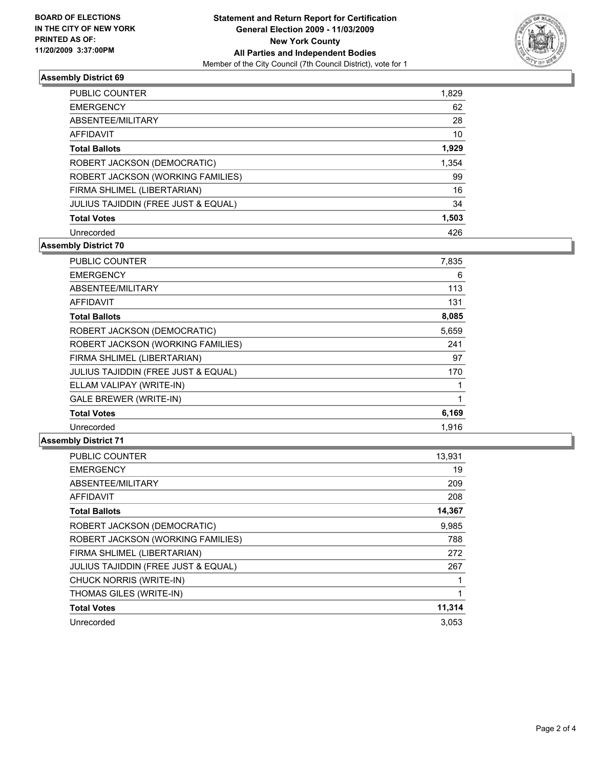**BOARD OF ELECTIONS IN THE CITY OF NEW YORK PRINTED AS OF: 11/20/2009 3:37:00PM**

**Statement and Return Report for Certification**
**General Election 2009 - 11/03/2009**
**New York County**
**All Parties and Independent Bodies**
Member of the City Council (7th Council District), vote for 1

## Assembly District 69

| | |
|---|---|
| PUBLIC COUNTER | 1,829 |
| EMERGENCY | 62 |
| ABSENTEE/MILITARY | 28 |
| AFFIDAVIT | 10 |
| **Total Ballots** | **1,929** |
| ROBERT JACKSON (DEMOCRATIC) | 1,354 |
| ROBERT JACKSON (WORKING FAMILIES) | 99 |
| FIRMA SHLIMEL (LIBERTARIAN) | 16 |
| JULIUS TAJIDDIN (FREE JUST & EQUAL) | 34 |
| **Total Votes** | **1,503** |
| Unrecorded | 426 |

## Assembly District 70

| | |
|---|---|
| PUBLIC COUNTER | 7,835 |
| EMERGENCY | 6 |
| ABSENTEE/MILITARY | 113 |
| AFFIDAVIT | 131 |
| **Total Ballots** | **8,085** |
| ROBERT JACKSON (DEMOCRATIC) | 5,659 |
| ROBERT JACKSON (WORKING FAMILIES) | 241 |
| FIRMA SHLIMEL (LIBERTARIAN) | 97 |
| JULIUS TAJIDDIN (FREE JUST & EQUAL) | 170 |
| ELLAM VALIPAY (WRITE-IN) | 1 |
| GALE BREWER (WRITE-IN) | 1 |
| **Total Votes** | **6,169** |
| Unrecorded | 1,916 |

## Assembly District 71

| | |
|---|---|
| PUBLIC COUNTER | 13,931 |
| EMERGENCY | 19 |
| ABSENTEE/MILITARY | 209 |
| AFFIDAVIT | 208 |
| **Total Ballots** | **14,367** |
| ROBERT JACKSON (DEMOCRATIC) | 9,985 |
| ROBERT JACKSON (WORKING FAMILIES) | 788 |
| FIRMA SHLIMEL (LIBERTARIAN) | 272 |
| JULIUS TAJIDDIN (FREE JUST & EQUAL) | 267 |
| CHUCK NORRIS (WRITE-IN) | 1 |
| THOMAS GILES (WRITE-IN) | 1 |
| **Total Votes** | **11,314** |
| Unrecorded | 3,053 |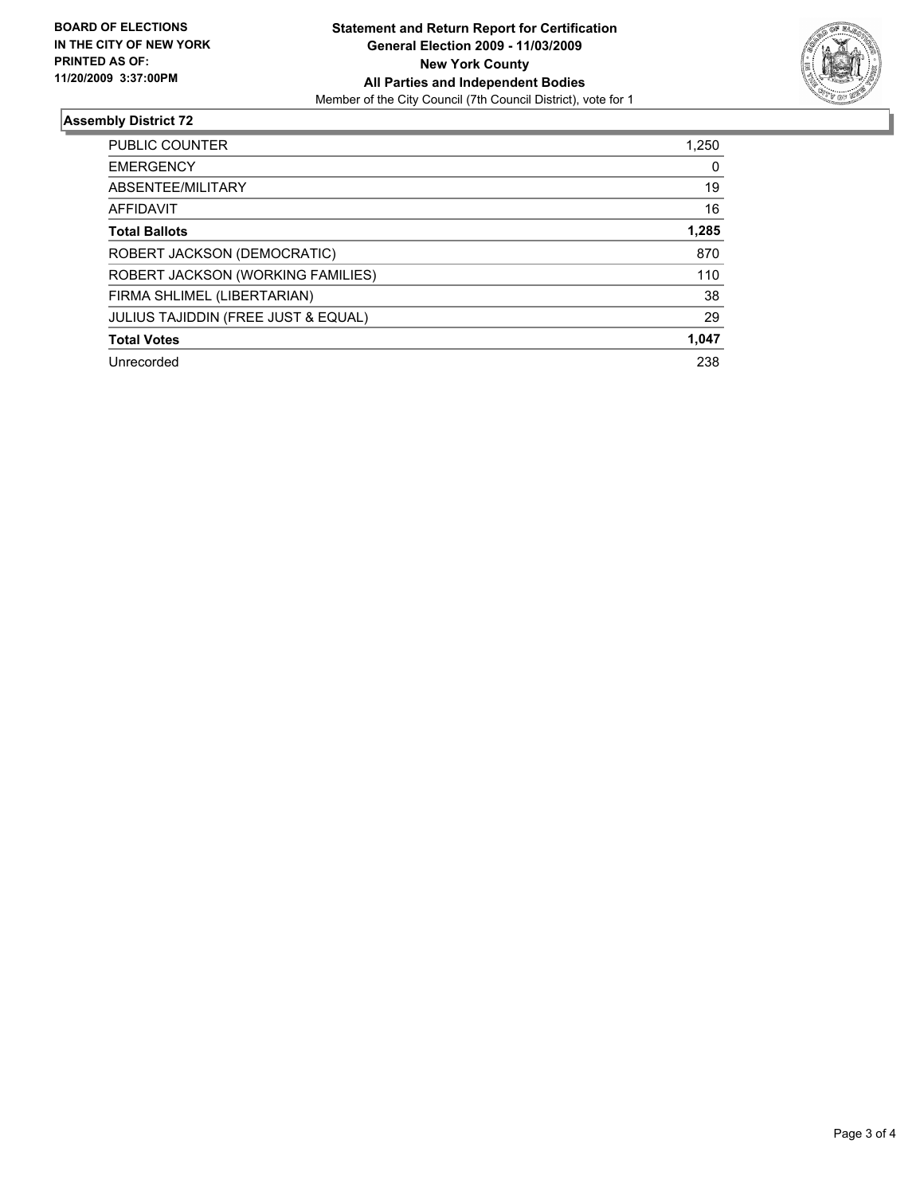**BOARD OF ELECTIONS IN THE CITY OF NEW YORK PRINTED AS OF: 11/20/2009 3:37:00PM**

**Statement and Return Report for Certification**
**General Election 2009 - 11/03/2009**
**New York County**
**All Parties and Independent Bodies**
Member of the City Council (7th Council District), vote for 1

## Assembly District 72

| | |
|---|---|
| PUBLIC COUNTER | 1,250 |
| EMERGENCY | 0 |
| ABSENTEE/MILITARY | 19 |
| AFFIDAVIT | 16 |
| **Total Ballots** | **1,285** |
| ROBERT JACKSON (DEMOCRATIC) | 870 |
| ROBERT JACKSON (WORKING FAMILIES) | 110 |
| FIRMA SHLIMEL (LIBERTARIAN) | 38 |
| JULIUS TAJIDDIN (FREE JUST & EQUAL) | 29 |
| **Total Votes** | **1,047** |
| Unrecorded | 238 |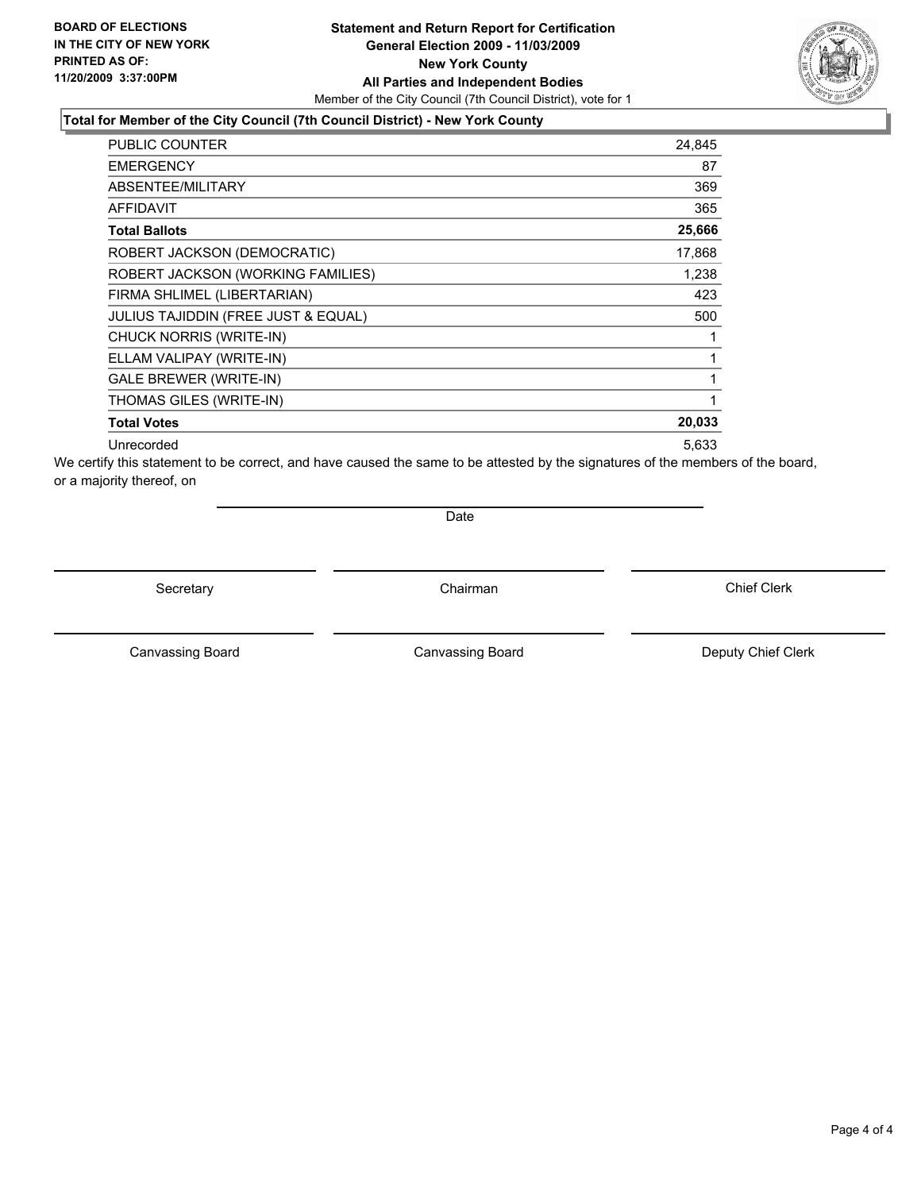**BOARD OF ELECTIONS IN THE CITY OF NEW YORK PRINTED AS OF: 11/20/2009 3:37:00PM**

**Statement and Return Report for Certification**
**General Election 2009 - 11/03/2009**
**New York County**
**All Parties and Independent Bodies**
Member of the City Council (7th Council District), vote for 1

**Total for Member of the City Council (7th Council District) - New York County**

| | |
|---|---|
| PUBLIC COUNTER | 24,845 |
| EMERGENCY | 87 |
| ABSENTEE/MILITARY | 369 |
| AFFIDAVIT | 365 |
| **Total Ballots** | **25,666** |
| ROBERT JACKSON (DEMOCRATIC) | 17,868 |
| ROBERT JACKSON (WORKING FAMILIES) | 1,238 |
| FIRMA SHLIMEL (LIBERTARIAN) | 423 |
| JULIUS TAJIDDIN (FREE JUST & EQUAL) | 500 |
| CHUCK NORRIS (WRITE-IN) | 1 |
| ELLAM VALIPAY (WRITE-IN) | 1 |
| GALE BREWER (WRITE-IN) | 1 |
| THOMAS GILES (WRITE-IN) | 1 |
| **Total Votes** | **20,033** |
| Unrecorded | 5,633 |

We certify this statement to be correct, and have caused the same to be attested by the signatures of the members of the board, or a majority thereof, on

Date

Secretary | Chairman | Chief Clerk

Canvassing Board | Canvassing Board | Deputy Chief Clerk